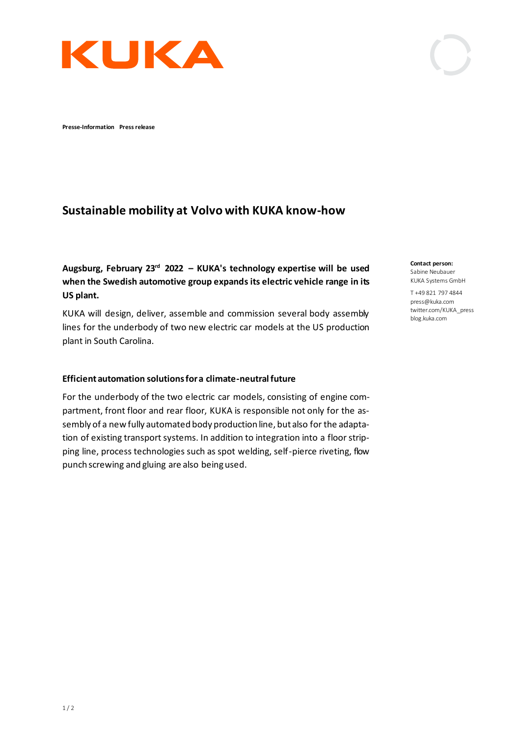KUKA

**Presse-Information Press release**

# Sustainable mobility at Volvo with KUKA know-how

**Augsburg, February 23rd 2022 – KUKA's technology expertise will be used when the Swedish automotive group expands its electric vehicle range in its US plant.**

KUKA will design, deliver, assemble and commission several body assembly lines for the underbody of two new electric car models at the US production plant in South Carolina.

## Efficient automation solutions for a climate-neutral future

For the underbody of the two electric car models, consisting of engine compartment, front floor and rear floor, KUKA is responsible not only for the assembly of a new fully automated body production line, but also for the adaptation of existing transport systems. In addition to integration into a floor stripping line, process technologies such as spot welding, self-pierce riveting, flow punch screwing and gluing are also being used.

**Contact person:**
Sabine Neubauer
KUKA Systems GmbH

T +49 821 797 4844
press@kuka.com
twitter.com/KUKA_press
blog.kuka.com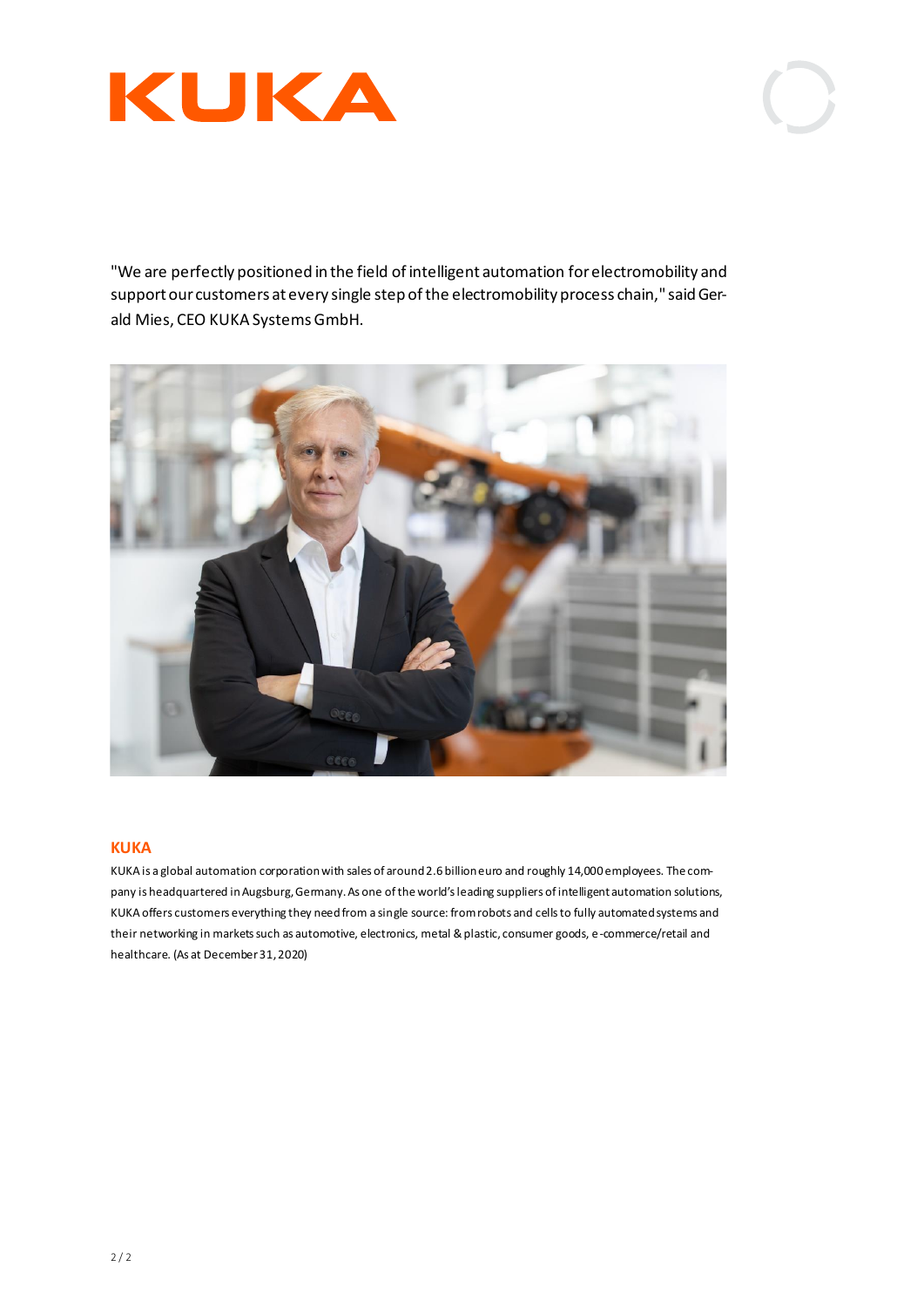"We are perfectly positioned in the field of intelligent automation for electromobility and support our customers at every single step of the electromobility process chain," said Gerald Mies, CEO KUKA Systems GmbH.

## KUKA

KUKA is a global automation corporation with sales of around 2.6 billion euro and roughly 14,000 employees. The company is headquartered in Augsburg, Germany. As one of the world's leading suppliers of intelligent automation solutions, KUKA offers customers everything they need from a single source: from robots and cells to fully automated systems and their networking in markets such as automotive, electronics, metal & plastic, consumer goods, e-commerce/retail and healthcare. (As at December 31, 2020)